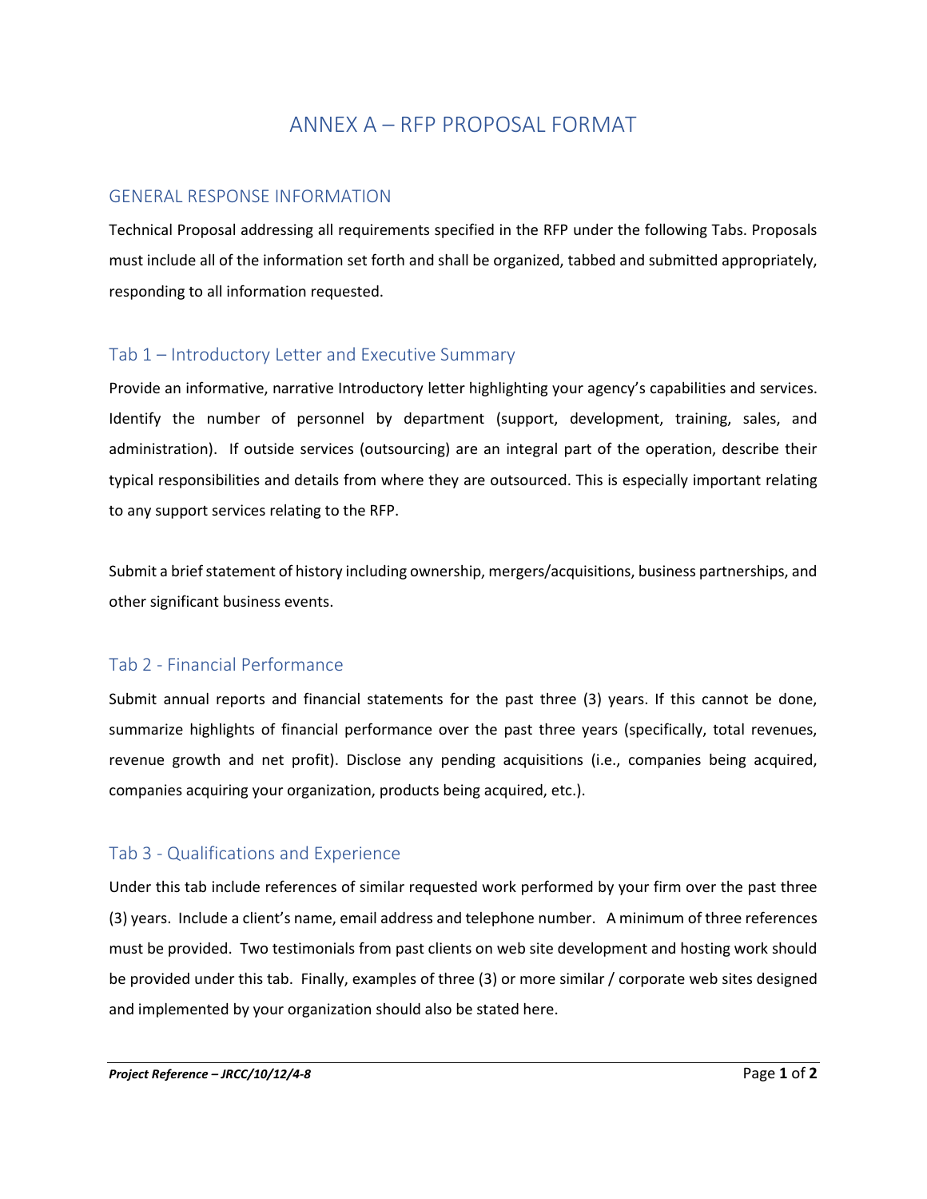# ANNEX A – RFP PROPOSAL FORMAT

## GENERAL RESPONSE INFORMATION

Technical Proposal addressing all requirements specified in the RFP under the following Tabs. Proposals must include all of the information set forth and shall be organized, tabbed and submitted appropriately, responding to all information requested.

### Tab 1 – Introductory Letter and Executive Summary

Provide an informative, narrative Introductory letter highlighting your agency's capabilities and services. Identify the number of personnel by department (support, development, training, sales, and administration). If outside services (outsourcing) are an integral part of the operation, describe their typical responsibilities and details from where they are outsourced. This is especially important relating to any support services relating to the RFP.

Submit a brief statement of history including ownership, mergers/acquisitions, business partnerships, and other significant business events.

### Tab 2 - Financial Performance

Submit annual reports and financial statements for the past three (3) years. If this cannot be done, summarize highlights of financial performance over the past three years (specifically, total revenues, revenue growth and net profit). Disclose any pending acquisitions (i.e., companies being acquired, companies acquiring your organization, products being acquired, etc.).

### Tab 3 - Qualifications and Experience

Under this tab include references of similar requested work performed by your firm over the past three (3) years. Include a client's name, email address and telephone number. A minimum of three references must be provided. Two testimonials from past clients on web site development and hosting work should be provided under this tab. Finally, examples of three (3) or more similar / corporate web sites designed and implemented by your organization should also be stated here.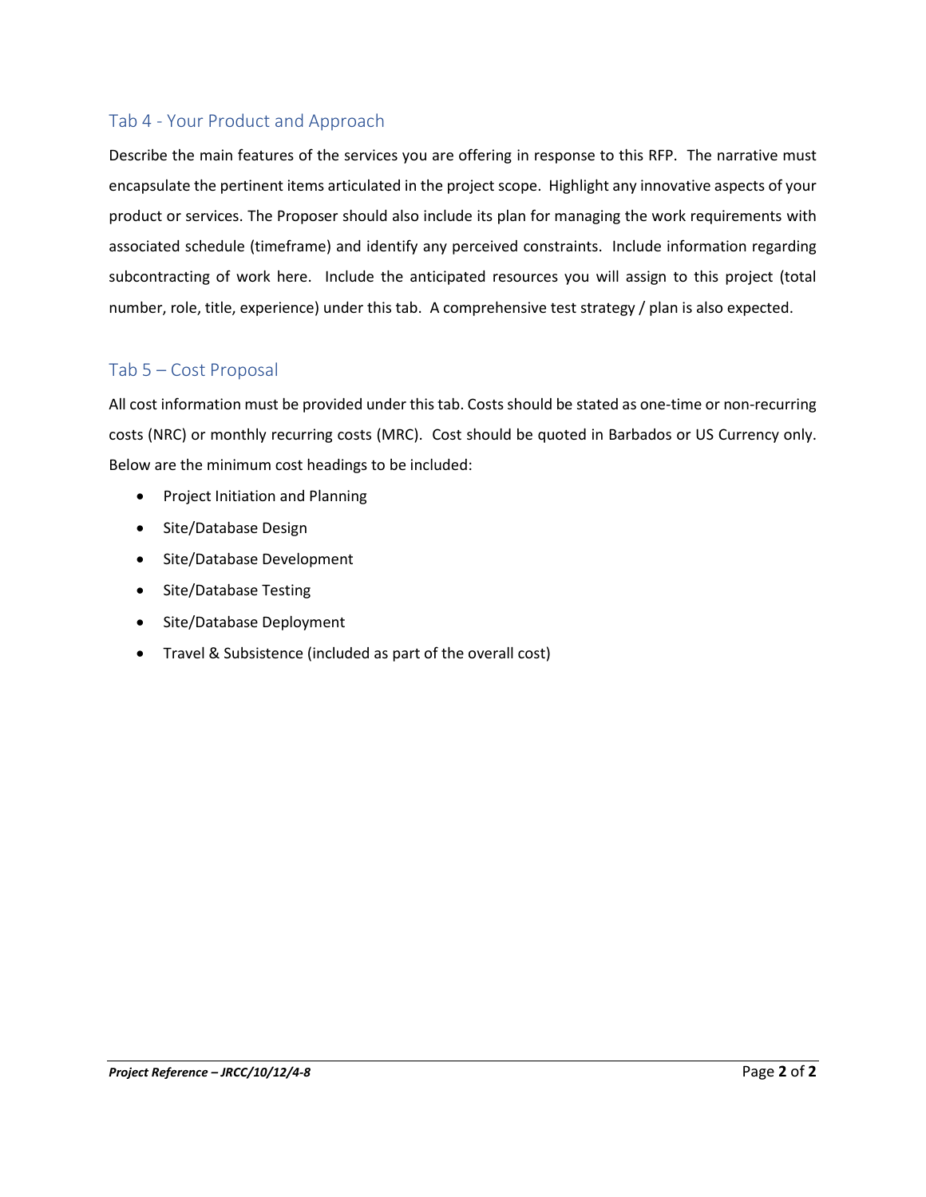## Tab 4 - Your Product and Approach

Describe the main features of the services you are offering in response to this RFP. The narrative must encapsulate the pertinent items articulated in the project scope. Highlight any innovative aspects of your product or services. The Proposer should also include its plan for managing the work requirements with associated schedule (timeframe) and identify any perceived constraints. Include information regarding subcontracting of work here. Include the anticipated resources you will assign to this project (total number, role, title, experience) under this tab. A comprehensive test strategy / plan is also expected.

## Tab 5 – Cost Proposal

All cost information must be provided under this tab. Costs should be stated as one-time or non-recurring costs (NRC) or monthly recurring costs (MRC). Cost should be quoted in Barbados or US Currency only. Below are the minimum cost headings to be included:

- Project Initiation and Planning
- Site/Database Design
- Site/Database Development
- Site/Database Testing
- Site/Database Deployment
- Travel & Subsistence (included as part of the overall cost)